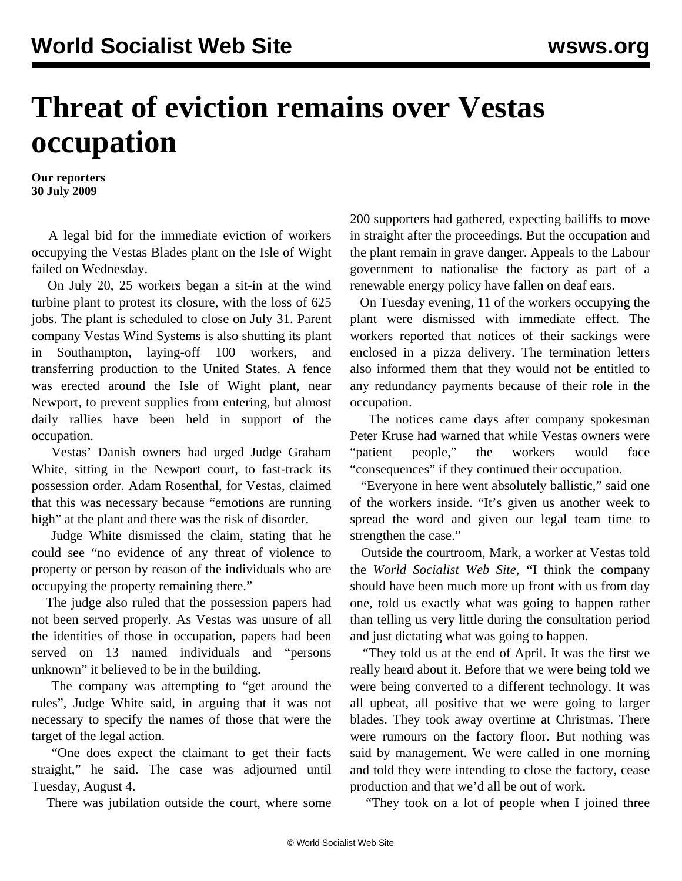# Threat of eviction remains over Vestas occupation

**Our reporters**
**30 July 2009**

A legal bid for the immediate eviction of workers occupying the Vestas Blades plant on the Isle of Wight failed on Wednesday.

On July 20, 25 workers began a sit-in at the wind turbine plant to protest its closure, with the loss of 625 jobs. The plant is scheduled to close on July 31. Parent company Vestas Wind Systems is also shutting its plant in Southampton, laying-off 100 workers, and transferring production to the United States. A fence was erected around the Isle of Wight plant, near Newport, to prevent supplies from entering, but almost daily rallies have been held in support of the occupation.

Vestas' Danish owners had urged Judge Graham White, sitting in the Newport court, to fast-track its possession order. Adam Rosenthal, for Vestas, claimed that this was necessary because "emotions are running high" at the plant and there was the risk of disorder.

Judge White dismissed the claim, stating that he could see "no evidence of any threat of violence to property or person by reason of the individuals who are occupying the property remaining there."

The judge also ruled that the possession papers had not been served properly. As Vestas was unsure of all the identities of those in occupation, papers had been served on 13 named individuals and "persons unknown" it believed to be in the building.

The company was attempting to "get around the rules", Judge White said, in arguing that it was not necessary to specify the names of those that were the target of the legal action.

"One does expect the claimant to get their facts straight," he said. The case was adjourned until Tuesday, August 4.

There was jubilation outside the court, where some 200 supporters had gathered, expecting bailiffs to move in straight after the proceedings. But the occupation and the plant remain in grave danger. Appeals to the Labour government to nationalise the factory as part of a renewable energy policy have fallen on deaf ears.

On Tuesday evening, 11 of the workers occupying the plant were dismissed with immediate effect. The workers reported that notices of their sackings were enclosed in a pizza delivery. The termination letters also informed them that they would not be entitled to any redundancy payments because of their role in the occupation.

The notices came days after company spokesman Peter Kruse had warned that while Vestas owners were "patient people," the workers would face "consequences" if they continued their occupation.

"Everyone in here went absolutely ballistic," said one of the workers inside. "It's given us another week to spread the word and given our legal team time to strengthen the case."

Outside the courtroom, Mark, a worker at Vestas told the *World Socialist Web Site*, **"**I think the company should have been much more up front with us from day one, told us exactly what was going to happen rather than telling us very little during the consultation period and just dictating what was going to happen.

"They told us at the end of April. It was the first we really heard about it. Before that we were being told we were being converted to a different technology. It was all upbeat, all positive that we were going to larger blades. They took away overtime at Christmas. There were rumours on the factory floor. But nothing was said by management. We were called in one morning and told they were intending to close the factory, cease production and that we'd all be out of work.

"They took on a lot of people when I joined three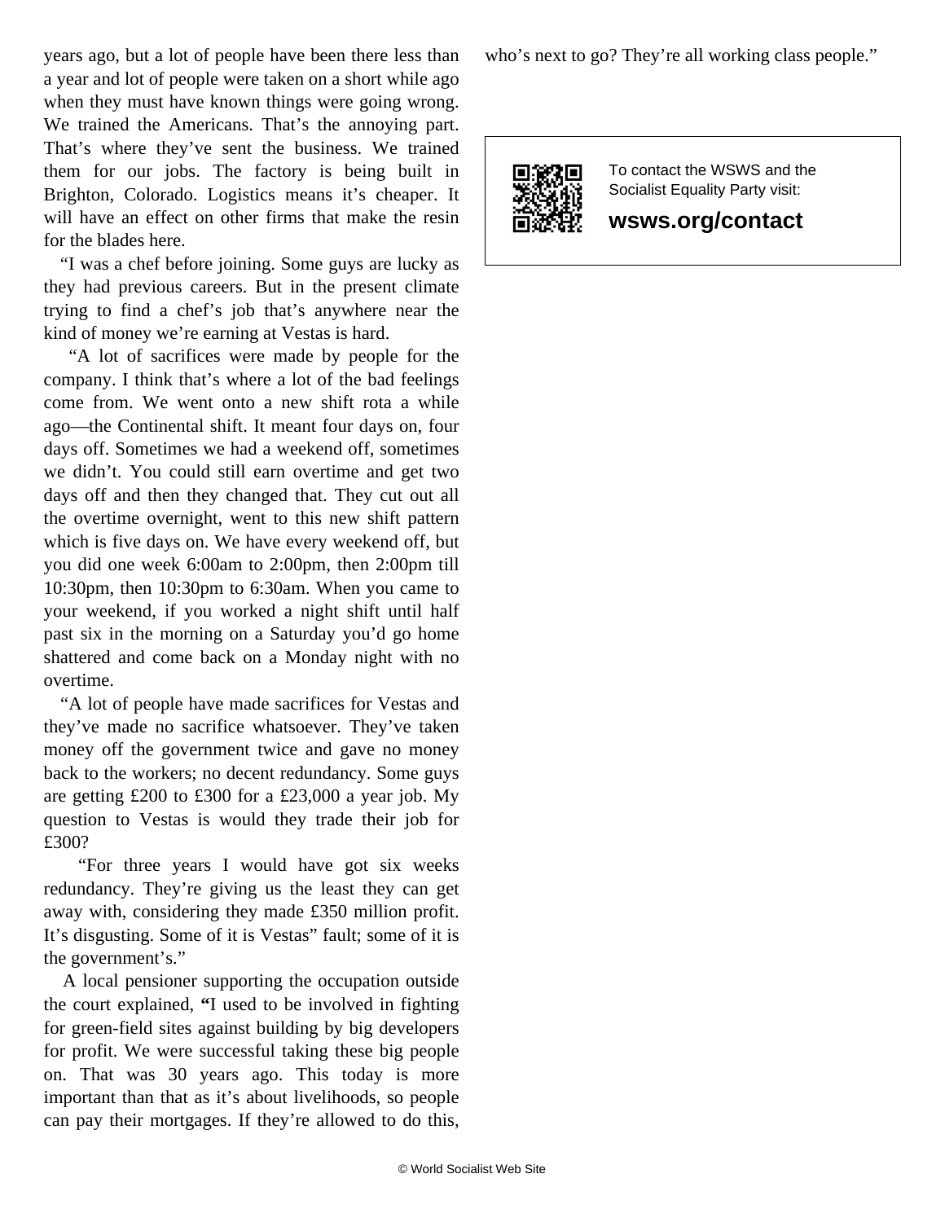years ago, but a lot of people have been there less than a year and lot of people were taken on a short while ago when they must have known things were going wrong. We trained the Americans. That's the annoying part. That's where they've sent the business. We trained them for our jobs. The factory is being built in Brighton, Colorado. Logistics means it's cheaper. It will have an effect on other firms that make the resin for the blades here.

"I was a chef before joining. Some guys are lucky as they had previous careers. But in the present climate trying to find a chef's job that's anywhere near the kind of money we're earning at Vestas is hard.

"A lot of sacrifices were made by people for the company. I think that's where a lot of the bad feelings come from. We went onto a new shift rota a while ago—the Continental shift. It meant four days on, four days off. Sometimes we had a weekend off, sometimes we didn't. You could still earn overtime and get two days off and then they changed that. They cut out all the overtime overnight, went to this new shift pattern which is five days on. We have every weekend off, but you did one week 6:00am to 2:00pm, then 2:00pm till 10:30pm, then 10:30pm to 6:30am. When you came to your weekend, if you worked a night shift until half past six in the morning on a Saturday you'd go home shattered and come back on a Monday night with no overtime.

"A lot of people have made sacrifices for Vestas and they've made no sacrifice whatsoever. They've taken money off the government twice and gave no money back to the workers; no decent redundancy. Some guys are getting £200 to £300 for a £23,000 a year job. My question to Vestas is would they trade their job for £300?

"For three years I would have got six weeks redundancy. They're giving us the least they can get away with, considering they made £350 million profit. It's disgusting. Some of it is Vestas" fault; some of it is the government's."

A local pensioner supporting the occupation outside the court explained, **"**I used to be involved in fighting for green-field sites against building by big developers for profit. We were successful taking these big people on. That was 30 years ago. This today is more important than that as it's about livelihoods, so people can pay their mortgages. If they're allowed to do this, who's next to go? They're all working class people."

To contact the WSWS and the Socialist Equality Party visit:

**wsws.org/contact**